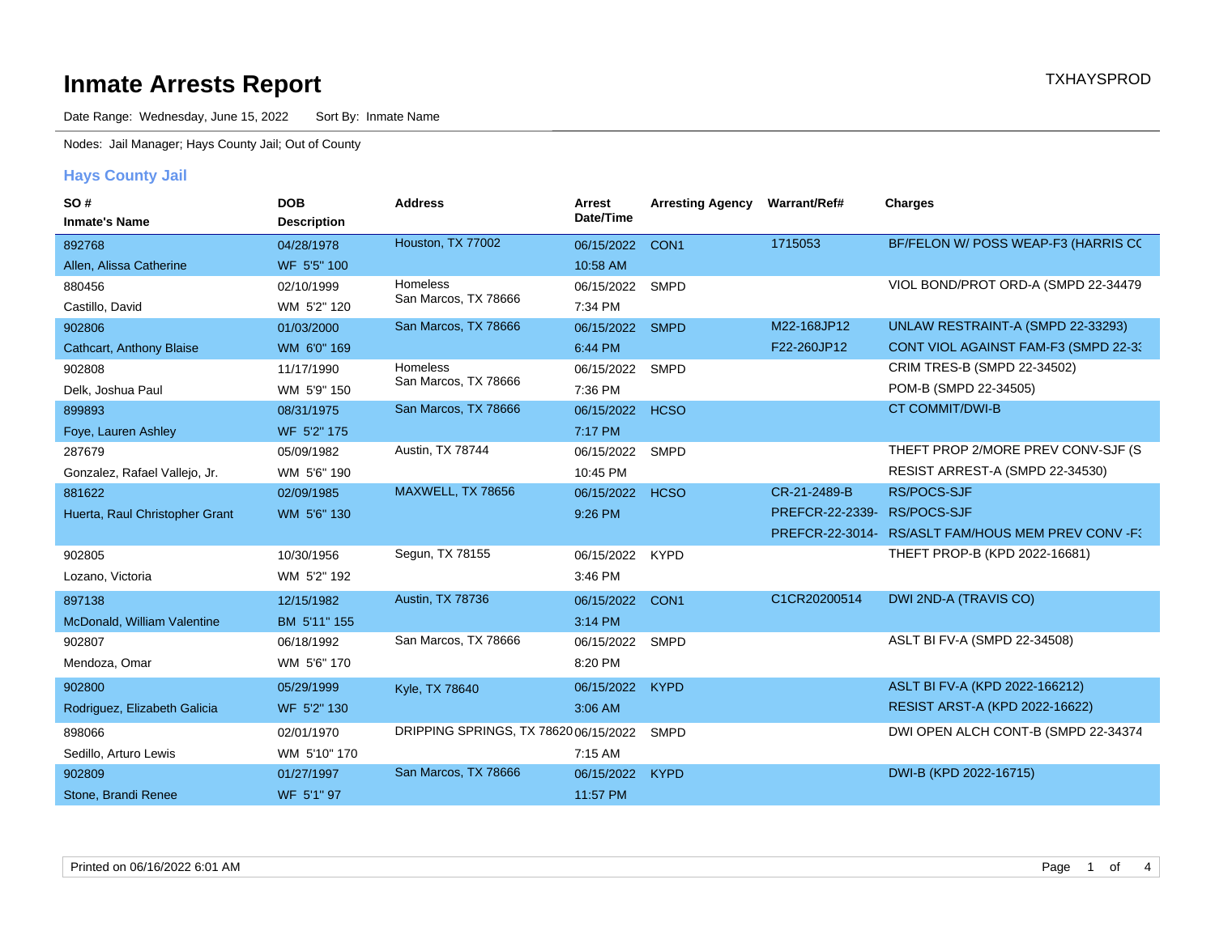# Inmate Arrests Report

TXHAYSPROD

Date Range: Wednesday, June 15, 2022 Sort By: Inmate Name

Nodes: Jail Manager; Hays County Jail; Out of County

## Hays County Jail

| SO # / Inmate's Name | DOB / Description | Address | Arrest Date/Time | Arresting Agency | Warrant/Ref# | Charges |
|---|---|---|---|---|---|---|
| 892768<br>Allen, Alissa Catherine | 04/28/1978<br>WF 5'5" 100 | Houston, TX 77002 | 06/15/2022<br>10:58 AM | CON1 | 1715053 | BF/FELON W/ POSS WEAP-F3 (HARRIS CC |
| 880456<br>Castillo, David | 02/10/1999<br>WM 5'2" 120 | Homeless<br>San Marcos, TX 78666 | 06/15/2022<br>7:34 PM | SMPD | | VIOL BOND/PROT ORD-A (SMPD 22-34479 |
| 902806<br>Cathcart, Anthony Blaise | 01/03/2000<br>WM 6'0" 169 | San Marcos, TX 78666 | 06/15/2022<br>6:44 PM | SMPD | M22-168JP12<br>F22-260JP12 | UNLAW RESTRAINT-A (SMPD 22-33293)<br>CONT VIOL AGAINST FAM-F3 (SMPD 22-3: |
| 902808<br>Delk, Joshua Paul | 11/17/1990<br>WM 5'9" 150 | Homeless<br>San Marcos, TX 78666 | 06/15/2022<br>7:36 PM | SMPD | | CRIM TRES-B (SMPD 22-34502)<br>POM-B (SMPD 22-34505) |
| 899893<br>Foye, Lauren Ashley | 08/31/1975<br>WF 5'2" 175 | San Marcos, TX 78666 | 06/15/2022<br>7:17 PM | HCSO | | CT COMMIT/DWI-B |
| 287679<br>Gonzalez, Rafael Vallejo, Jr. | 05/09/1982<br>WM 5'6" 190 | Austin, TX 78744 | 06/15/2022<br>10:45 PM | SMPD | | THEFT PROP 2/MORE PREV CONV-SJF (S<br>RESIST ARREST-A (SMPD 22-34530) |
| 881622<br>Huerta, Raul Christopher Grant | 02/09/1985<br>WM 5'6" 130 | MAXWELL, TX 78656 | 06/15/2022<br>9:26 PM | HCSO | CR-21-2489-B<br>PREFCR-22-2339-<br>PREFCR-22-3014- | RS/POCS-SJF<br>RS/POCS-SJF<br>RS/ASLT FAM/HOUS MEM PREV CONV -F: |
| 902805<br>Lozano, Victoria | 10/30/1956<br>WM 5'2" 192 | Segun, TX 78155 | 06/15/2022<br>3:46 PM | KYPD | | THEFT PROP-B (KPD 2022-16681) |
| 897138<br>McDonald, William Valentine | 12/15/1982<br>BM 5'11" 155 | Austin, TX 78736 | 06/15/2022<br>3:14 PM | CON1 | C1CR20200514 | DWI 2ND-A (TRAVIS CO) |
| 902807<br>Mendoza, Omar | 06/18/1992<br>WM 5'6" 170 | San Marcos, TX 78666 | 06/15/2022<br>8:20 PM | SMPD | | ASLT BI FV-A (SMPD 22-34508) |
| 902800<br>Rodriguez, Elizabeth Galicia | 05/29/1999<br>WF 5'2" 130 | Kyle, TX 78640 | 06/15/2022<br>3:06 AM | KYPD | | ASLT BI FV-A (KPD 2022-166212)<br>RESIST ARST-A (KPD 2022-16622) |
| 898066<br>Sedillo, Arturo Lewis | 02/01/1970<br>WM 5'10" 170 | DRIPPING SPRINGS, TX 78620 | 06/15/2022<br>7:15 AM | SMPD | | DWI OPEN ALCH CONT-B (SMPD 22-34374 |
| 902809<br>Stone, Brandi Renee | 01/27/1997<br>WF 5'1" 97 | San Marcos, TX 78666 | 06/15/2022<br>11:57 PM | KYPD | | DWI-B (KPD 2022-16715) |

Printed on 06/16/2022 6:01 AM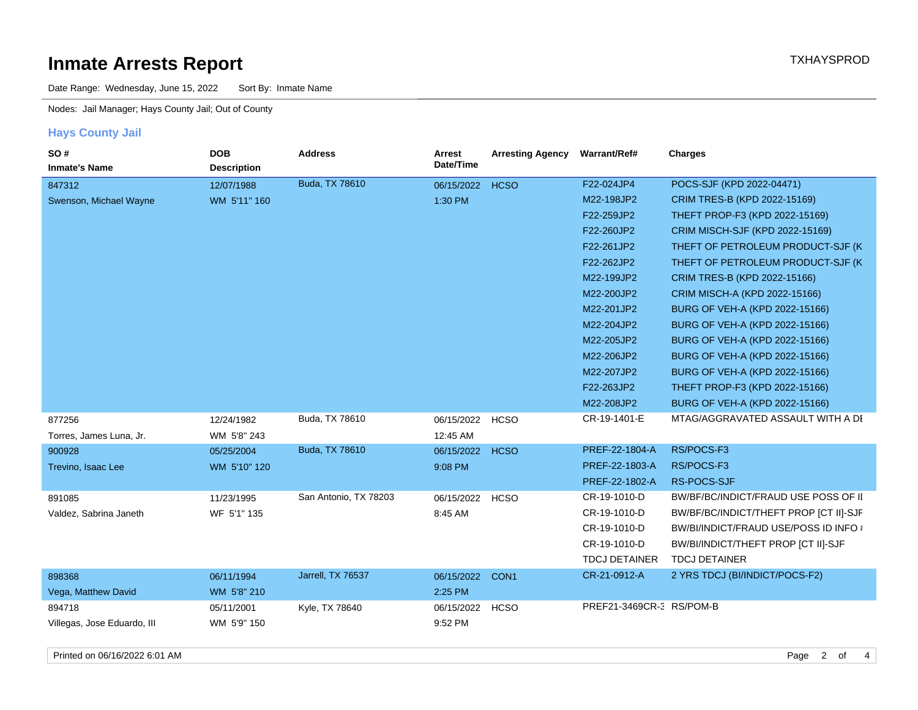# Inmate Arrests Report

TXHAYSPROD

Date Range: Wednesday, June 15, 2022    Sort By: Inmate Name

Nodes: Jail Manager; Hays County Jail; Out of County

## Hays County Jail

| SO # / Inmate's Name | DOB / Description | Address | Arrest Date/Time | Arresting Agency | Warrant/Ref# | Charges |
|---|---|---|---|---|---|---|
| 847312 | 12/07/1988 | Buda, TX 78610 | 06/15/2022 | HCSO | F22-024JP4 | POCS-SJF (KPD 2022-04471) |
| Swenson, Michael Wayne | WM 5'11" 160 | | 1:30 PM | | M22-198JP2 | CRIM TRES-B (KPD 2022-15169) |
| | | | | | F22-259JP2 | THEFT PROP-F3 (KPD 2022-15169) |
| | | | | | F22-260JP2 | CRIM MISCH-SJF (KPD 2022-15169) |
| | | | | | F22-261JP2 | THEFT OF PETROLEUM PRODUCT-SJF (K |
| | | | | | F22-262JP2 | THEFT OF PETROLEUM PRODUCT-SJF (K |
| | | | | | M22-199JP2 | CRIM TRES-B (KPD 2022-15166) |
| | | | | | M22-200JP2 | CRIM MISCH-A (KPD 2022-15166) |
| | | | | | M22-201JP2 | BURG OF VEH-A (KPD 2022-15166) |
| | | | | | M22-204JP2 | BURG OF VEH-A (KPD 2022-15166) |
| | | | | | M22-205JP2 | BURG OF VEH-A (KPD 2022-15166) |
| | | | | | M22-206JP2 | BURG OF VEH-A (KPD 2022-15166) |
| | | | | | M22-207JP2 | BURG OF VEH-A (KPD 2022-15166) |
| | | | | | F22-263JP2 | THEFT PROP-F3 (KPD 2022-15166) |
| | | | | | M22-208JP2 | BURG OF VEH-A (KPD 2022-15166) |
| 877256 | 12/24/1982 | Buda, TX 78610 | 06/15/2022 | HCSO | CR-19-1401-E | MTAG/AGGRAVATED ASSAULT WITH A DI |
| Torres, James Luna, Jr. | WM 5'8" 243 | | 12:45 AM | | | |
| 900928 | 05/25/2004 | Buda, TX 78610 | 06/15/2022 | HCSO | PREF-22-1804-A | RS/POCS-F3 |
| Trevino, Isaac Lee | WM 5'10" 120 | | 9:08 PM | | PREF-22-1803-A | RS/POCS-F3 |
| | | | | | PREF-22-1802-A | RS-POCS-SJF |
| 891085 | 11/23/1995 | San Antonio, TX 78203 | 06/15/2022 | HCSO | CR-19-1010-D | BW/BF/BC/INDICT/FRAUD USE POSS OF II |
| Valdez, Sabrina Janeth | WF 5'1" 135 | | 8:45 AM | | CR-19-1010-D | BW/BF/BC/INDICT/THEFT PROP [CT II]-SJF |
| | | | | | CR-19-1010-D | BW/BI/INDICT/FRAUD USE/POSS ID INFO # |
| | | | | | CR-19-1010-D | BW/BI/INDICT/THEFT PROP [CT II]-SJF |
| | | | | | TDCJ DETAINER | TDCJ DETAINER |
| 898368 | 06/11/1994 | Jarrell, TX 76537 | 06/15/2022 | CON1 | CR-21-0912-A | 2 YRS TDCJ (BI/INDICT/POCS-F2) |
| Vega, Matthew David | WM 5'8" 210 | | 2:25 PM | | | |
| 894718 | 05/11/2001 | Kyle, TX 78640 | 06/15/2022 | HCSO | PREF21-3469CR-3 | RS/POM-B |
| Villegas, Jose Eduardo, III | WM 5'9" 150 | | 9:52 PM | | | |

Printed on 06/16/2022 6:01 AM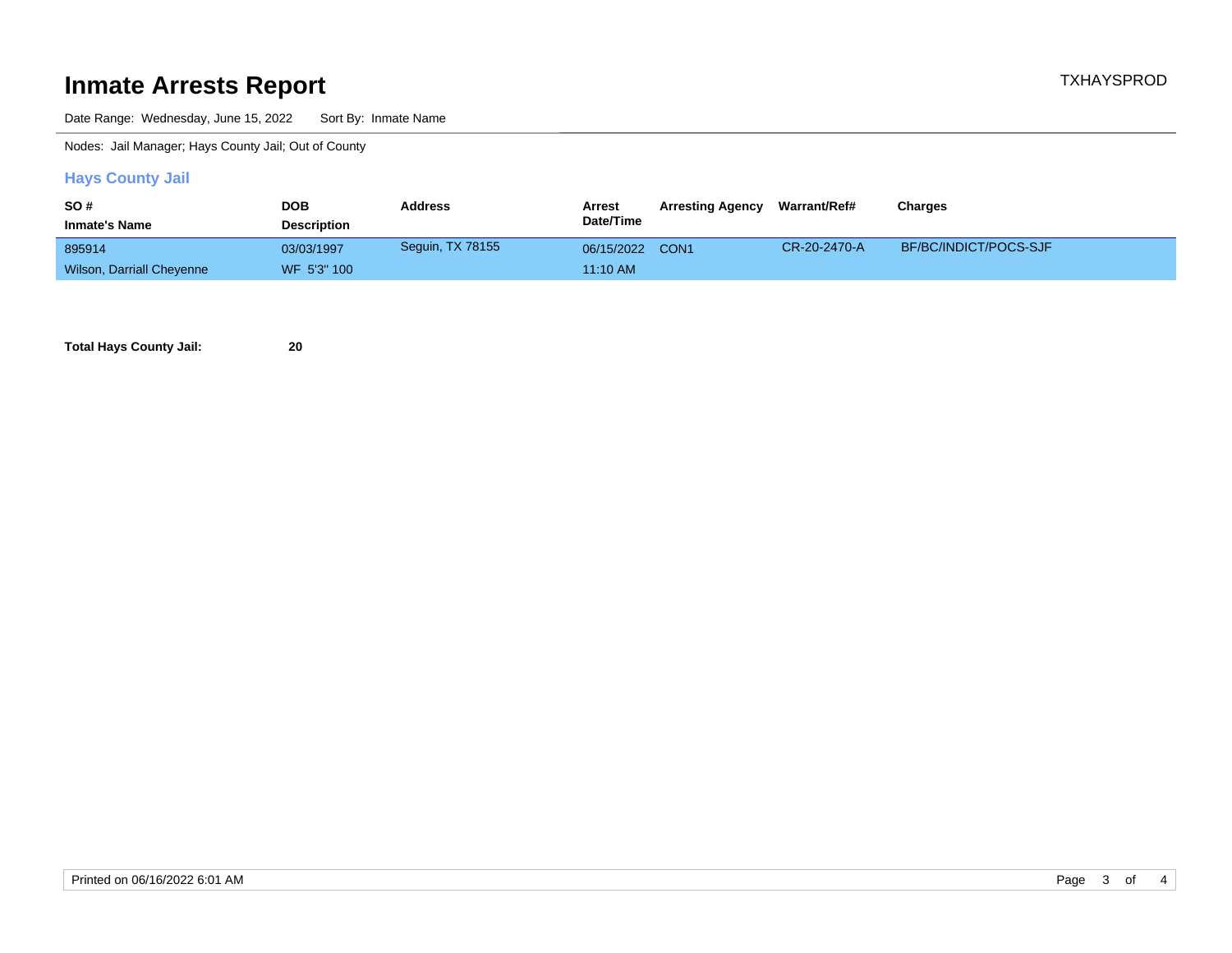# Inmate Arrests Report

TXHAYSPROD

Date Range: Wednesday, June 15, 2022    Sort By: Inmate Name

Nodes: Jail Manager; Hays County Jail; Out of County

## Hays County Jail

| SO # / Inmate's Name | DOB / Description | Address | Arrest Date/Time | Arresting Agency | Warrant/Ref# | Charges |
|---|---|---|---|---|---|---|
| 895914 / Wilson, Darriall Cheyenne | 03/03/1997 / WF 5'3" 100 | Seguin, TX 78155 | 06/15/2022 11:10 AM | CON1 | CR-20-2470-A | BF/BC/INDICT/POCS-SJF |

**Total Hays County Jail:** **20**

Printed on 06/16/2022 6:01 AM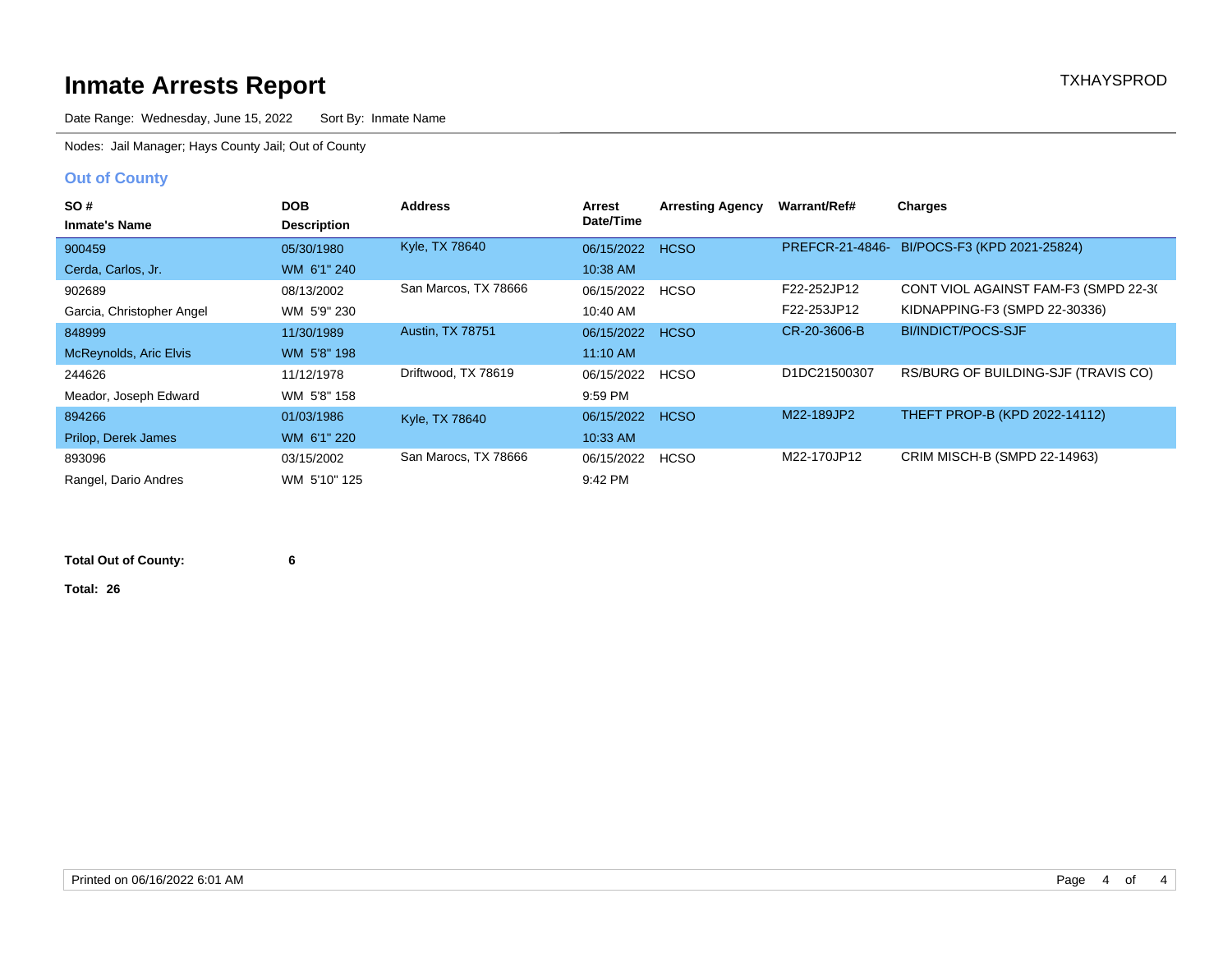# Inmate Arrests Report

TXHAYSPROD

Date Range: Wednesday, June 15, 2022    Sort By: Inmate Name

Nodes: Jail Manager; Hays County Jail; Out of County

## Out of County

| SO # / Inmate's Name | DOB / Description | Address | Arrest Date/Time | Arresting Agency | Warrant/Ref# | Charges |
|---|---|---|---|---|---|---|
| 900459<br>Cerda, Carlos, Jr. | 05/30/1980<br>WM 6'1" 240 | Kyle, TX 78640 | 06/15/2022<br>10:38 AM | HCSO | PREFCR-21-4846- | BI/POCS-F3 (KPD 2021-25824) |
| 902689<br>Garcia, Christopher Angel | 08/13/2002<br>WM 5'9" 230 | San Marcos, TX 78666 | 06/15/2022<br>10:40 AM | HCSO | F22-252JP12<br>F22-253JP12 | CONT VIOL AGAINST FAM-F3 (SMPD 22-3(<br>KIDNAPPING-F3 (SMPD 22-30336) |
| 848999<br>McReynolds, Aric Elvis | 11/30/1989<br>WM 5'8" 198 | Austin, TX 78751 | 06/15/2022<br>11:10 AM | HCSO | CR-20-3606-B | BI/INDICT/POCS-SJF |
| 244626<br>Meador, Joseph Edward | 11/12/1978<br>WM 5'8" 158 | Driftwood, TX 78619 | 06/15/2022<br>9:59 PM | HCSO | D1DC21500307 | RS/BURG OF BUILDING-SJF (TRAVIS CO) |
| 894266<br>Prilop, Derek James | 01/03/1986<br>WM 6'1" 220 | Kyle, TX 78640 | 06/15/2022<br>10:33 AM | HCSO | M22-189JP2 | THEFT PROP-B (KPD 2022-14112) |
| 893096<br>Rangel, Dario Andres | 03/15/2002<br>WM 5'10" 125 | San Marocs, TX 78666 | 06/15/2022<br>9:42 PM | HCSO | M22-170JP12 | CRIM MISCH-B (SMPD 22-14963) |

**Total Out of County:** **6**

**Total: 26**

Printed on 06/16/2022 6:01 AM